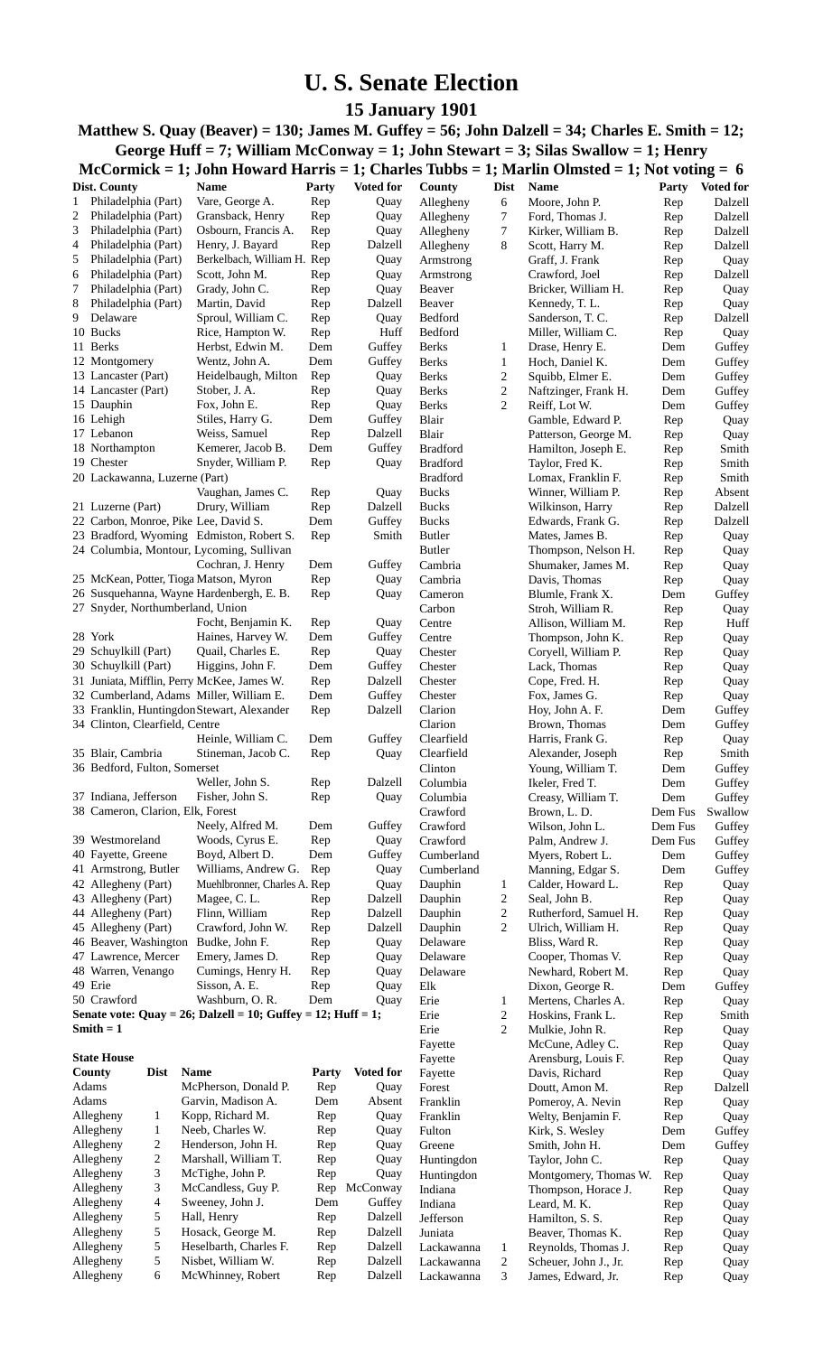# U. S. Senate Election

## 15 January 1901

### Matthew S. Quay (Beaver) = 130; James M. Guffey = 56; John Dalzell = 34; Charles E. Smith = 12; George Huff = 7; William McConway = 1; John Stewart = 3; Silas Swallow = 1; Henry McCormick = 1; John Howard Harris = 1; Charles Tubbs = 1; Marlin Olmsted = 1; Not voting = 6

| Dist. | County | Name | Party | Voted for |
|---|---|---|---|---|
| 1 | Philadelphia (Part) | Vare, George A. | Rep | Quay |
| 2 | Philadelphia (Part) | Gransback, Henry | Rep | Quay |
| 3 | Philadelphia (Part) | Osbourn, Francis A. | Rep | Quay |
| 4 | Philadelphia (Part) | Henry, J. Bayard | Rep | Dalzell |
| 5 | Philadelphia (Part) | Berkelbach, William H. | Rep | Quay |
| 6 | Philadelphia (Part) | Scott, John M. | Rep | Quay |
| 7 | Philadelphia (Part) | Grady, John C. | Rep | Quay |
| 8 | Philadelphia (Part) | Martin, David | Rep | Dalzell |
| 9 | Delaware | Sproul, William C. | Rep | Quay |
| 10 | Bucks | Rice, Hampton W. | Rep | Huff |
| 11 | Berks | Herbst, Edwin M. | Dem | Guffey |
| 12 | Montgomery | Wentz, John A. | Dem | Guffey |
| 13 | Lancaster (Part) | Heidelbaugh, Milton | Rep | Quay |
| 14 | Lancaster (Part) | Stober, J. A. | Rep | Quay |
| 15 | Dauphin | Fox, John E. | Rep | Quay |
| 16 | Lehigh | Stiles, Harry G. | Dem | Guffey |
| 17 | Lebanon | Weiss, Samuel | Rep | Dalzell |
| 18 | Northampton | Kemerer, Jacob B. | Dem | Guffey |
| 19 | Chester | Snyder, William P. | Rep | Quay |
| 20 | Lackawanna, Luzerne (Part) | Vaughan, James C. | Rep | Quay |
| 21 | Luzerne (Part) | Drury, William | Rep | Dalzell |
| 22 | Carbon, Monroe, Pike | Lee, David S. | Dem | Guffey |
| 23 | Bradford, Wyoming | Edmiston, Robert S. | Rep | Smith |
| 24 | Columbia, Montour, Lycoming, Sullivan | Cochran, J. Henry | Dem | Guffey |
| 25 | McKean, Potter, Tioga | Matson, Myron | Rep | Quay |
| 26 | Susquehanna, Wayne | Hardenbergh, E. B. | Rep | Quay |
| 27 | Snyder, Northumberland, Union | Focht, Benjamin K. | Rep | Quay |
| 28 | York | Haines, Harvey W. | Dem | Guffey |
| 29 | Schuylkill (Part) | Quail, Charles E. | Rep | Quay |
| 30 | Schuylkill (Part) | Higgins, John F. | Dem | Guffey |
| 31 | Juniata, Mifflin, Perry | McKee, James W. | Rep | Dalzell |
| 32 | Cumberland, Adams | Miller, William E. | Dem | Guffey |
| 33 | Franklin, Huntingdon | Stewart, Alexander | Rep | Dalzell |
| 34 | Clinton, Clearfield, Centre | Heinle, William C. | Dem | Guffey |
| 35 | Blair, Cambria | Stineman, Jacob C. | Rep | Quay |
| 36 | Bedford, Fulton, Somerset | Weller, John S. | Rep | Dalzell |
| 37 | Indiana, Jefferson | Fisher, John S. | Rep | Quay |
| 38 | Cameron, Clarion, Elk, Forest | Neely, Alfred M. | Dem | Guffey |
| 39 | Westmoreland | Woods, Cyrus E. | Rep | Quay |
| 40 | Fayette, Greene | Boyd, Albert D. | Dem | Guffey |
| 41 | Armstrong, Butler | Williams, Andrew G. | Rep | Quay |
| 42 | Allegheny (Part) | Muehlbronner, Charles A. | Rep | Quay |
| 43 | Allegheny (Part) | Magee, C. L. | Rep | Dalzell |
| 44 | Allegheny (Part) | Flinn, William | Rep | Dalzell |
| 45 | Allegheny (Part) | Crawford, John W. | Rep | Dalzell |
| 46 | Beaver, Washington | Budke, John F. | Rep | Quay |
| 47 | Lawrence, Mercer | Emery, James D. | Rep | Quay |
| 48 | Warren, Venango | Cumings, Henry H. | Rep | Quay |
| 49 | Erie | Sisson, A. E. | Rep | Quay |
| 50 | Crawford | Washburn, O. R. | Dem | Quay |

**Senate vote: Quay = 26; Dalzell = 10; Guffey = 12; Huff = 1; Smith = 1**

**State House**

| County | Dist | Name | Party | Voted for |
|---|---|---|---|---|
| Adams | | McPherson, Donald P. | Rep | Quay |
| Adams | | Garvin, Madison A. | Dem | Absent |
| Allegheny | 1 | Kopp, Richard M. | Rep | Quay |
| Allegheny | 1 | Neeb, Charles W. | Rep | Quay |
| Allegheny | 2 | Henderson, John H. | Rep | Quay |
| Allegheny | 2 | Marshall, William T. | Rep | Quay |
| Allegheny | 3 | McTighe, John P. | Rep | Quay |
| Allegheny | 3 | McCandless, Guy P. | Rep | McConway |
| Allegheny | 4 | Sweeney, John J. | Dem | Guffey |
| Allegheny | 5 | Hall, Henry | Rep | Dalzell |
| Allegheny | 5 | Hosack, George M. | Rep | Dalzell |
| Allegheny | 5 | Heselbarth, Charles F. | Rep | Dalzell |
| Allegheny | 5 | Nisbet, William W. | Rep | Dalzell |
| Allegheny | 6 | McWhinney, Robert | Rep | Dalzell |
| Allegheny | 6 | Moore, John P. | Rep | Dalzell |
| Allegheny | 7 | Ford, Thomas J. | Rep | Dalzell |
| Allegheny | 7 | Kirker, William B. | Rep | Dalzell |
| Allegheny | 8 | Scott, Harry M. | Rep | Dalzell |
| Armstrong | | Graff, J. Frank | Rep | Quay |
| Armstrong | | Crawford, Joel | Rep | Dalzell |
| Beaver | | Bricker, William H. | Rep | Quay |
| Beaver | | Kennedy, T. L. | Rep | Quay |
| Bedford | | Sanderson, T. C. | Rep | Dalzell |
| Bedford | | Miller, William C. | Rep | Quay |
| Berks | 1 | Drase, Henry E. | Dem | Guffey |
| Berks | 1 | Hoch, Daniel K. | Dem | Guffey |
| Berks | 2 | Squibb, Elmer E. | Dem | Guffey |
| Berks | 2 | Naftzinger, Frank H. | Dem | Guffey |
| Berks | 2 | Reiff, Lot W. | Dem | Guffey |
| Blair | | Gamble, Edward P. | Rep | Quay |
| Blair | | Patterson, George M. | Rep | Quay |
| Bradford | | Hamilton, Joseph E. | Rep | Smith |
| Bradford | | Taylor, Fred K. | Rep | Smith |
| Bradford | | Lomax, Franklin F. | Rep | Smith |
| Bucks | | Winner, William P. | Rep | Absent |
| Bucks | | Wilkinson, Harry | Rep | Dalzell |
| Bucks | | Edwards, Frank G. | Rep | Dalzell |
| Butler | | Mates, James B. | Rep | Quay |
| Butler | | Thompson, Nelson H. | Rep | Quay |
| Cambria | | Shumaker, James M. | Rep | Quay |
| Cambria | | Davis, Thomas | Rep | Quay |
| Cameron | | Blumle, Frank X. | Dem | Guffey |
| Carbon | | Stroh, William R. | Rep | Quay |
| Centre | | Allison, William M. | Rep | Huff |
| Centre | | Thompson, John K. | Rep | Quay |
| Chester | | Coryell, William P. | Rep | Quay |
| Chester | | Lack, Thomas | Rep | Quay |
| Chester | | Cope, Fred. H. | Rep | Quay |
| Chester | | Fox, James G. | Rep | Quay |
| Clarion | | Hoy, John A. F. | Dem | Guffey |
| Clarion | | Brown, Thomas | Dem | Guffey |
| Clearfield | | Harris, Frank G. | Rep | Quay |
| Clearfield | | Alexander, Joseph | Rep | Smith |
| Clinton | | Young, William T. | Dem | Guffey |
| Columbia | | Ikeler, Fred T. | Dem | Guffey |
| Columbia | | Creasy, William T. | Dem | Guffey |
| Crawford | | Brown, L. D. | Dem Fus | Swallow |
| Crawford | | Wilson, John L. | Dem Fus | Guffey |
| Crawford | | Palm, Andrew J. | Dem Fus | Guffey |
| Cumberland | | Myers, Robert L. | Dem | Guffey |
| Cumberland | | Manning, Edgar S. | Dem | Guffey |
| Dauphin | 1 | Calder, Howard L. | Rep | Quay |
| Dauphin | 2 | Seal, John B. | Rep | Quay |
| Dauphin | 2 | Rutherford, Samuel H. | Rep | Quay |
| Dauphin | 2 | Ulrich, William H. | Rep | Quay |
| Delaware | | Bliss, Ward R. | Rep | Quay |
| Delaware | | Cooper, Thomas V. | Rep | Quay |
| Delaware | | Newhard, Robert M. | Rep | Quay |
| Elk | | Dixon, George R. | Dem | Guffey |
| Erie | 1 | Mertens, Charles A. | Rep | Quay |
| Erie | 2 | Hoskins, Frank L. | Rep | Smith |
| Erie | 2 | Mulkie, John R. | Rep | Quay |
| Fayette | | McCune, Adley C. | Rep | Quay |
| Fayette | | Arensburg, Louis F. | Rep | Quay |
| Fayette | | Davis, Richard | Rep | Quay |
| Forest | | Doutt, Amon M. | Rep | Dalzell |
| Franklin | | Pomeroy, A. Nevin | Rep | Quay |
| Franklin | | Welty, Benjamin F. | Rep | Quay |
| Fulton | | Kirk, S. Wesley | Dem | Guffey |
| Greene | | Smith, John H. | Dem | Guffey |
| Huntingdon | | Taylor, John C. | Rep | Quay |
| Huntingdon | | Montgomery, Thomas W. | Rep | Quay |
| Indiana | | Thompson, Horace J. | Rep | Quay |
| Indiana | | Leard, M. K. | Rep | Quay |
| Jefferson | | Hamilton, S. S. | Rep | Quay |
| Juniata | | Beaver, Thomas K. | Rep | Quay |
| Lackawanna | 1 | Reynolds, Thomas J. | Rep | Quay |
| Lackawanna | 2 | Scheuer, John J., Jr. | Rep | Quay |
| Lackawanna | 3 | James, Edward, Jr. | Rep | Quay |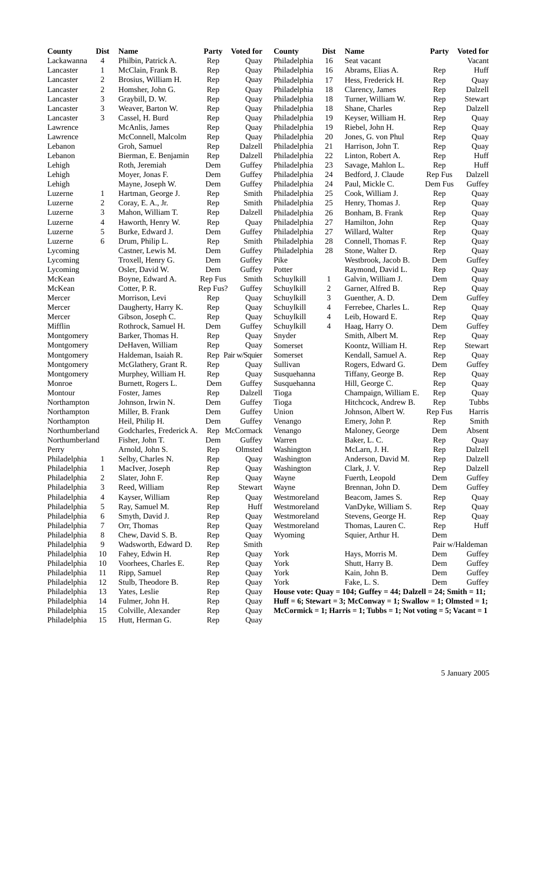| County | Dist | Name | Party | Voted for |
|---|---|---|---|---|
| Lackawanna | 4 | Philbin, Patrick A. | Rep | Quay |
| Lancaster | 1 | McClain, Frank B. | Rep | Quay |
| Lancaster | 2 | Brosius, William H. | Rep | Quay |
| Lancaster | 2 | Homsher, John G. | Rep | Quay |
| Lancaster | 3 | Graybill, D. W. | Rep | Quay |
| Lancaster | 3 | Weaver, Barton W. | Rep | Quay |
| Lancaster | 3 | Cassel, H. Burd | Rep | Quay |
| Lawrence | | McAnlis, James | Rep | Quay |
| Lawrence | | McConnell, Malcolm | Rep | Quay |
| Lebanon | | Groh, Samuel | Rep | Dalzell |
| Lebanon | | Bierman, E. Benjamin | Rep | Dalzell |
| Lehigh | | Roth, Jeremiah | Dem | Guffey |
| Lehigh | | Moyer, Jonas F. | Dem | Guffey |
| Lehigh | | Mayne, Joseph W. | Dem | Guffey |
| Luzerne | 1 | Hartman, George J. | Rep | Smith |
| Luzerne | 2 | Coray, E. A., Jr. | Rep | Smith |
| Luzerne | 3 | Mahon, William T. | Rep | Dalzell |
| Luzerne | 4 | Haworth, Henry W. | Rep | Quay |
| Luzerne | 5 | Burke, Edward J. | Dem | Guffey |
| Luzerne | 6 | Drum, Philip L. | Rep | Smith |
| Lycoming | | Castner, Lewis M. | Dem | Guffey |
| Lycoming | | Troxell, Henry G. | Dem | Guffey |
| Lycoming | | Osler, David W. | Dem | Guffey |
| McKean | | Boyne, Edward A. | Rep Fus | Smith |
| McKean | | Cotter, P. R. | Rep Fus? | Guffey |
| Mercer | | Morrison, Levi | Rep | Quay |
| Mercer | | Daugherty, Harry K. | Rep | Quay |
| Mercer | | Gibson, Joseph C. | Rep | Quay |
| Mifflin | | Rothrock, Samuel H. | Dem | Guffey |
| Montgomery | | Barker, Thomas H. | Rep | Quay |
| Montgomery | | DeHaven, William | Rep | Quay |
| Montgomery | | Haldeman, Isaiah R. | Rep | Pair w/Squier |
| Montgomery | | McGlathery, Grant R. | Rep | Quay |
| Montgomery | | Murphey, William H. | Rep | Quay |
| Monroe | | Burnett, Rogers L. | Dem | Guffey |
| Montour | | Foster, James | Rep | Dalzell |
| Northampton | | Johnson, Irwin N. | Dem | Guffey |
| Northampton | | Miller, B. Frank | Dem | Guffey |
| Northampton | | Heil, Philip H. | Dem | Guffey |
| Northumberland | | Godcharles, Frederick A. | Rep | McCormack |
| Northumberland | | Fisher, John T. | Dem | Guffey |
| Perry | | Arnold, John S. | Rep | Olmsted |
| Philadelphia | 1 | Selby, Charles N. | Rep | Quay |
| Philadelphia | 1 | MacIver, Joseph | Rep | Quay |
| Philadelphia | 2 | Slater, John F. | Rep | Quay |
| Philadelphia | 3 | Reed, William | Rep | Stewart |
| Philadelphia | 4 | Kayser, William | Rep | Quay |
| Philadelphia | 5 | Ray, Samuel M. | Rep | Huff |
| Philadelphia | 6 | Smyth, David J. | Rep | Quay |
| Philadelphia | 7 | Orr, Thomas | Rep | Quay |
| Philadelphia | 8 | Chew, David S. B. | Rep | Quay |
| Philadelphia | 9 | Wadsworth, Edward D. | Rep | Smith |
| Philadelphia | 10 | Fahey, Edwin H. | Rep | Quay |
| Philadelphia | 10 | Voorhees, Charles E. | Rep | Quay |
| Philadelphia | 11 | Ripp, Samuel | Rep | Quay |
| Philadelphia | 12 | Stulb, Theodore B. | Rep | Quay |
| Philadelphia | 13 | Yates, Leslie | Rep | Quay |
| Philadelphia | 14 | Fulmer, John H. | Rep | Quay |
| Philadelphia | 15 | Colville, Alexander | Rep | Quay |
| Philadelphia | 15 | Hutt, Herman G. | Rep | Quay |
| Philadelphia | 16 | Seat vacant | | Vacant |
| Philadelphia | 16 | Abrams, Elias A. | Rep | Huff |
| Philadelphia | 17 | Hess, Frederick H. | Rep | Quay |
| Philadelphia | 18 | Clarency, James | Rep | Dalzell |
| Philadelphia | 18 | Turner, William W. | Rep | Stewart |
| Philadelphia | 18 | Shane, Charles | Rep | Dalzell |
| Philadelphia | 19 | Keyser, William H. | Rep | Quay |
| Philadelphia | 19 | Riebel, John H. | Rep | Quay |
| Philadelphia | 20 | Jones, G. von Phul | Rep | Quay |
| Philadelphia | 21 | Harrison, John T. | Rep | Quay |
| Philadelphia | 22 | Linton, Robert A. | Rep | Huff |
| Philadelphia | 23 | Savage, Mahlon L. | Rep | Huff |
| Philadelphia | 24 | Bedford, J. Claude | Rep Fus | Dalzell |
| Philadelphia | 24 | Paul, Mickle C. | Dem Fus | Guffey |
| Philadelphia | 25 | Cook, William J. | Rep | Quay |
| Philadelphia | 25 | Henry, Thomas J. | Rep | Quay |
| Philadelphia | 26 | Bonham, B. Frank | Rep | Quay |
| Philadelphia | 27 | Hamilton, John | Rep | Quay |
| Philadelphia | 27 | Willard, Walter | Rep | Quay |
| Philadelphia | 28 | Connell, Thomas F. | Rep | Quay |
| Philadelphia | 28 | Stone, Walter D. | Rep | Quay |
| Pike | | Westbrook, Jacob B. | Dem | Guffey |
| Potter | | Raymond, David L. | Rep | Quay |
| Schuylkill | 1 | Galvin, William J. | Dem | Quay |
| Schuylkill | 2 | Garner, Alfred B. | Rep | Quay |
| Schuylkill | 3 | Guenther, A. D. | Dem | Guffey |
| Schuylkill | 4 | Ferrebee, Charles L. | Rep | Quay |
| Schuylkill | 4 | Leib, Howard E. | Rep | Quay |
| Schuylkill | 4 | Haag, Harry O. | Dem | Guffey |
| Snyder | | Smith, Albert M. | Rep | Quay |
| Somerset | | Koontz, William H. | Rep | Stewart |
| Somerset | | Kendall, Samuel A. | Rep | Quay |
| Sullivan | | Rogers, Edward G. | Dem | Guffey |
| Susquehanna | | Tiffany, George B. | Rep | Quay |
| Susquehanna | | Hill, George C. | Rep | Quay |
| Tioga | | Champaign, William E. | Rep | Quay |
| Tioga | | Hitchcock, Andrew B. | Rep | Tubbs |
| Union | | Johnson, Albert W. | Rep Fus | Harris |
| Venango | | Emery, John P. | Rep | Smith |
| Venango | | Maloney, George | Dem | Absent |
| Warren | | Baker, L. C. | Rep | Quay |
| Washington | | McLarn, J. H. | Rep | Dalzell |
| Washington | | Anderson, David M. | Rep | Dalzell |
| Washington | | Clark, J. V. | Rep | Dalzell |
| Wayne | | Fuerth, Leopold | Dem | Guffey |
| Wayne | | Brennan, John D. | Dem | Guffey |
| Westmoreland | | Beacom, James S. | Rep | Quay |
| Westmoreland | | VanDyke, William S. | Rep | Quay |
| Westmoreland | | Stevens, George H. | Rep | Quay |
| Westmoreland | | Thomas, Lauren C. | Rep | Huff |
| Wyoming | | Squier, Arthur H. | Dem | Pair w/Haldeman |
| York | | Hays, Morris M. | Dem | Guffey |
| York | | Shutt, Harry B. | Dem | Guffey |
| York | | Kain, John B. | Dem | Guffey |
| York | | Fake, L. S. | Dem | Guffey |

**House vote: Quay = 104; Guffey = 44; Dalzell = 24; Smith = 11; Huff = 6; Stewart = 3; McConway = 1; Swallow = 1; Olmsted = 1; McCormick = 1; Harris = 1; Tubbs = 1; Not voting = 5; Vacant = 1**

5 January 2005